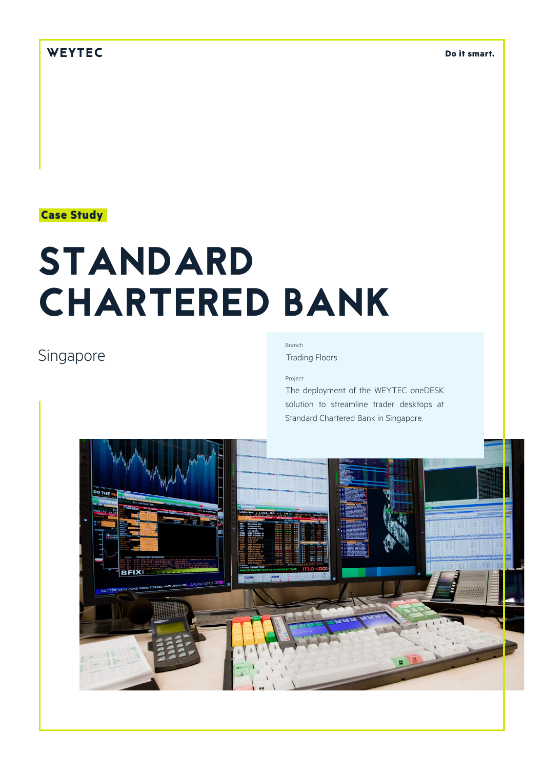WEYTEC

Do it smart.

Case Study

# STANDARD CHARTERED BANK

Singapore

Branch

Trading Floors

Project

The deployment of the WEYTEC oneDESK solution to streamline trader desktops at Standard Chartered Bank in Singapore.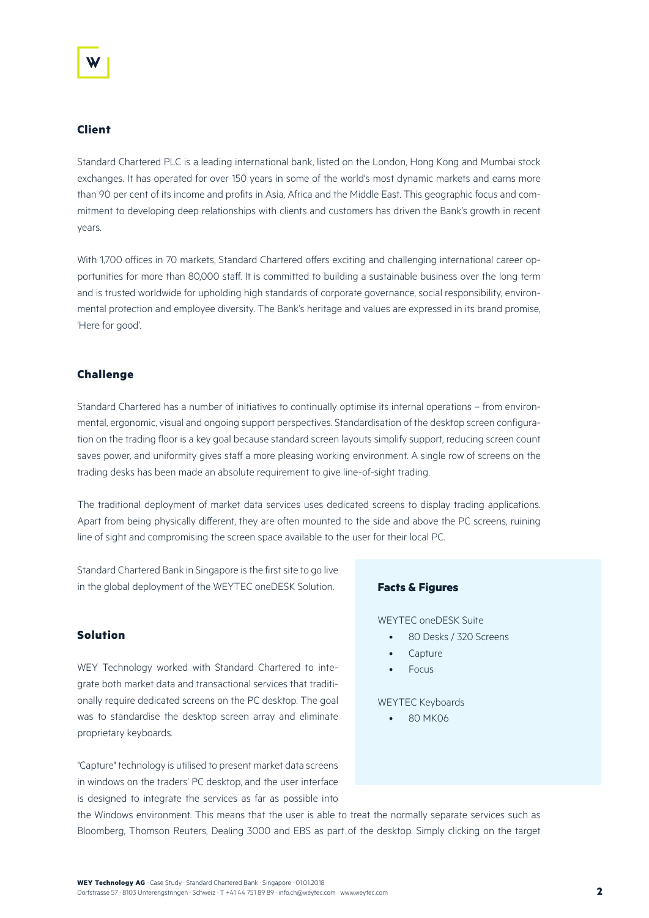## Client

Standard Chartered PLC is a leading international bank, listed on the London, Hong Kong and Mumbai stock exchanges. It has operated for over 150 years in some of the world's most dynamic markets and earns more than 90 per cent of its income and profits in Asia, Africa and the Middle East. This geographic focus and commitment to developing deep relationships with clients and customers has driven the Bank's growth in recent years.

With 1,700 offices in 70 markets, Standard Chartered offers exciting and challenging international career opportunities for more than 80,000 staff. It is committed to building a sustainable business over the long term and is trusted worldwide for upholding high standards of corporate governance, social responsibility, environmental protection and employee diversity. The Bank's heritage and values are expressed in its brand promise, 'Here for good'.

## Challenge

Standard Chartered has a number of initiatives to continually optimise its internal operations – from environmental, ergonomic, visual and ongoing support perspectives. Standardisation of the desktop screen configuration on the trading floor is a key goal because standard screen layouts simplify support, reducing screen count saves power, and uniformity gives staff a more pleasing working environment. A single row of screens on the trading desks has been made an absolute requirement to give line-of-sight trading.

The traditional deployment of market data services uses dedicated screens to display trading applications. Apart from being physically different, they are often mounted to the side and above the PC screens, ruining line of sight and compromising the screen space available to the user for their local PC.

Standard Chartered Bank in Singapore is the first site to go live in the global deployment of the WEYTEC oneDESK Solution.

## Solution

WEY Technology worked with Standard Chartered to integrate both market data and transactional services that traditionally require dedicated screens on the PC desktop. The goal was to standardise the desktop screen array and eliminate proprietary keyboards.

"Capture" technology is utilised to present market data screens in windows on the traders' PC desktop, and the user interface is designed to integrate the services as far as possible into the Windows environment. This means that the user is able to treat the normally separate services such as Bloomberg, Thomson Reuters, Dealing 3000 and EBS as part of the desktop. Simply clicking on the target

### Facts & Figures

WEYTEC oneDESK Suite

- 80 Desks / 320 Screens
- Capture
- Focus

WEYTEC Keyboards

- 80 MK06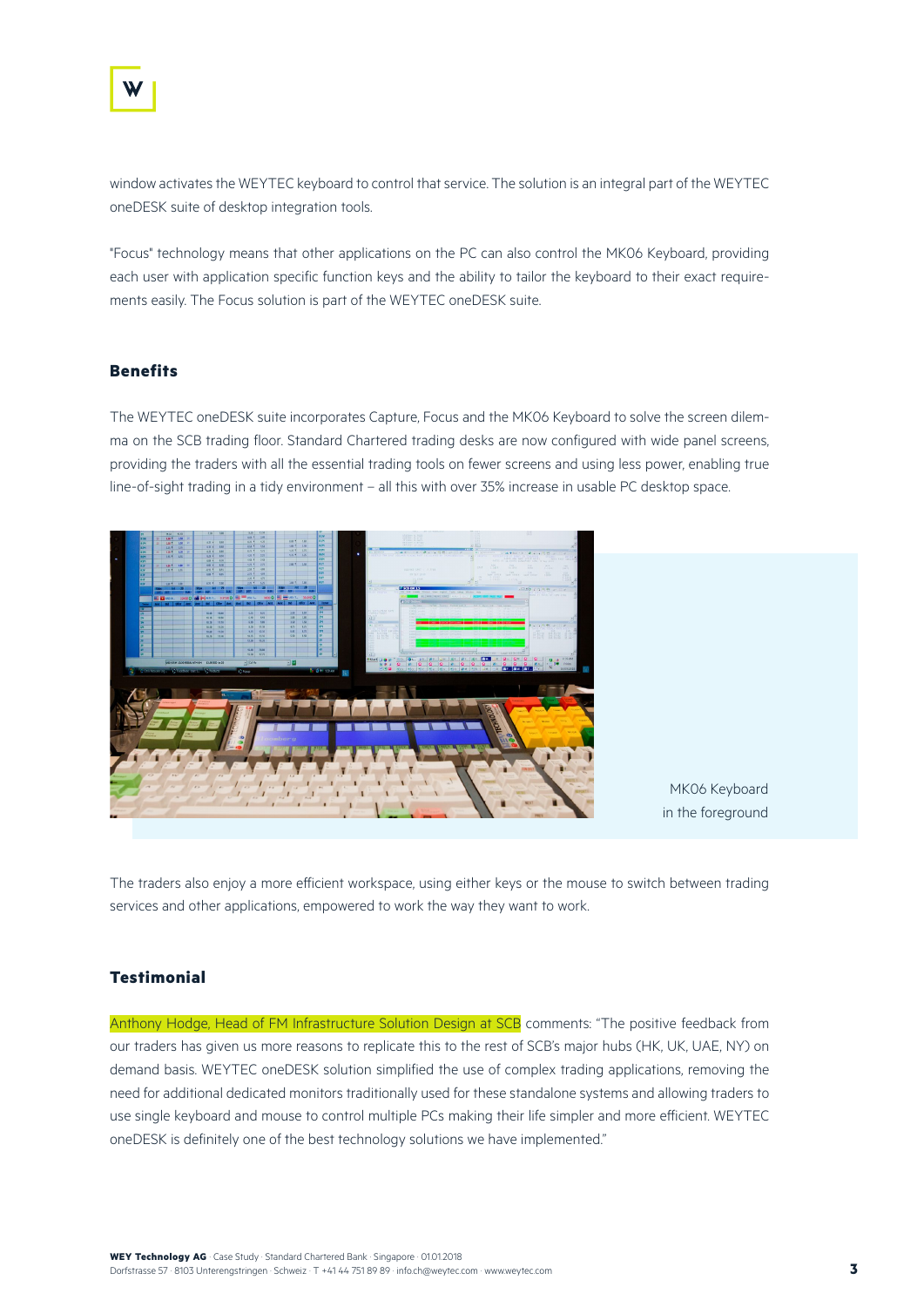window activates the WEYTEC keyboard to control that service. The solution is an integral part of the WEYTEC oneDESK suite of desktop integration tools.

"Focus" technology means that other applications on the PC can also control the MK06 Keyboard, providing each user with application specific function keys and the ability to tailor the keyboard to their exact requirements easily. The Focus solution is part of the WEYTEC oneDESK suite.

## Benefits

The WEYTEC oneDESK suite incorporates Capture, Focus and the MK06 Keyboard to solve the screen dilemma on the SCB trading floor. Standard Chartered trading desks are now configured with wide panel screens, providing the traders with all the essential trading tools on fewer screens and using less power, enabling true line-of-sight trading in a tidy environment – all this with over 35% increase in usable PC desktop space.

MK06 Keyboard in the foreground

The traders also enjoy a more efficient workspace, using either keys or the mouse to switch between trading services and other applications, empowered to work the way they want to work.

## Testimonial

Anthony Hodge, Head of FM Infrastructure Solution Design at SCB comments: "The positive feedback from our traders has given us more reasons to replicate this to the rest of SCB's major hubs (HK, UK, UAE, NY) on demand basis. WEYTEC oneDESK solution simplified the use of complex trading applications, removing the need for additional dedicated monitors traditionally used for these standalone systems and allowing traders to use single keyboard and mouse to control multiple PCs making their life simpler and more efficient. WEYTEC oneDESK is definitely one of the best technology solutions we have implemented."